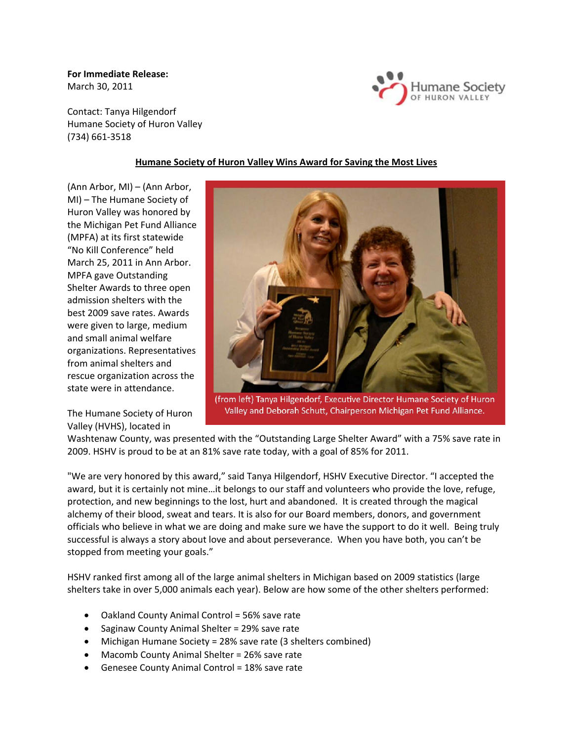**For Immediate Release:**
March 30, 2011

Contact: Tanya Hilgendorf
Humane Society of Huron Valley
(734) 661-3518

**Humane Society of Huron Valley Wins Award for Saving the Most Lives**

(Ann Arbor, MI) – (Ann Arbor, MI) – The Humane Society of Huron Valley was honored by the Michigan Pet Fund Alliance (MPFA) at its first statewide "No Kill Conference" held March 25, 2011 in Ann Arbor. MPFA gave Outstanding Shelter Awards to three open admission shelters with the best 2009 save rates. Awards were given to large, medium and small animal welfare organizations. Representatives from animal shelters and rescue organization across the state were in attendance.

(from left) Tanya Hilgendorf, Executive Director Humane Society of Huron Valley and Deborah Schutt, Chairperson Michigan Pet Fund Alliance.

The Humane Society of Huron Valley (HVHS), located in Washtenaw County, was presented with the "Outstanding Large Shelter Award" with a 75% save rate in 2009. HSHV is proud to be at an 81% save rate today, with a goal of 85% for 2011.

"We are very honored by this award," said Tanya Hilgendorf, HSHV Executive Director. "I accepted the award, but it is certainly not mine…it belongs to our staff and volunteers who provide the love, refuge, protection, and new beginnings to the lost, hurt and abandoned. It is created through the magical alchemy of their blood, sweat and tears. It is also for our Board members, donors, and government officials who believe in what we are doing and make sure we have the support to do it well. Being truly successful is always a story about love and about perseverance. When you have both, you can't be stopped from meeting your goals."

HSHV ranked first among all of the large animal shelters in Michigan based on 2009 statistics (large shelters take in over 5,000 animals each year). Below are how some of the other shelters performed:

- Oakland County Animal Control = 56% save rate
- Saginaw County Animal Shelter = 29% save rate
- Michigan Humane Society = 28% save rate (3 shelters combined)
- Macomb County Animal Shelter = 26% save rate
- Genesee County Animal Control = 18% save rate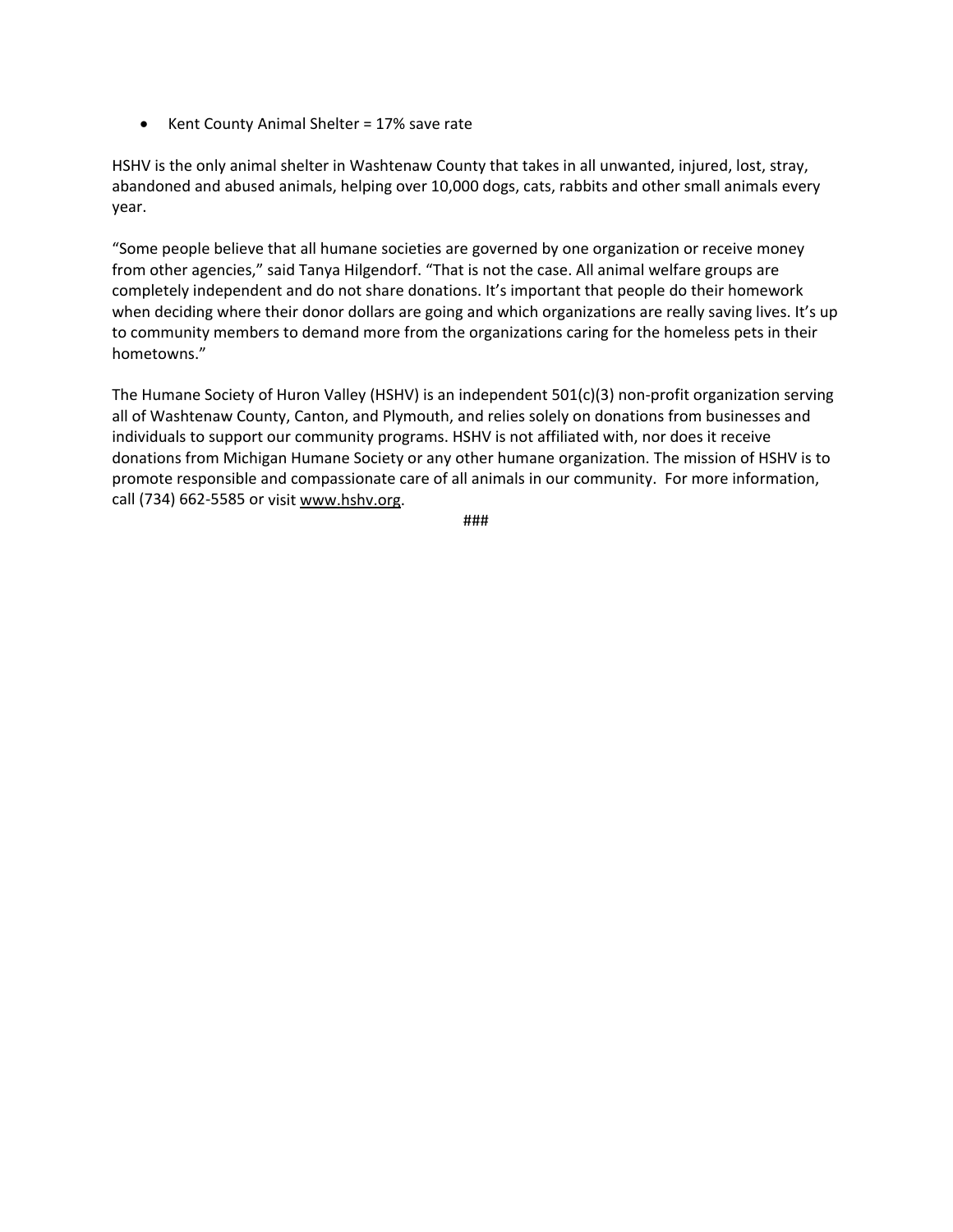- Kent County Animal Shelter = 17% save rate

HSHV is the only animal shelter in Washtenaw County that takes in all unwanted, injured, lost, stray, abandoned and abused animals, helping over 10,000 dogs, cats, rabbits and other small animals every year.

"Some people believe that all humane societies are governed by one organization or receive money from other agencies," said Tanya Hilgendorf. "That is not the case. All animal welfare groups are completely independent and do not share donations. It's important that people do their homework when deciding where their donor dollars are going and which organizations are really saving lives. It's up to community members to demand more from the organizations caring for the homeless pets in their hometowns."

The Humane Society of Huron Valley (HSHV) is an independent 501(c)(3) non-profit organization serving all of Washtenaw County, Canton, and Plymouth, and relies solely on donations from businesses and individuals to support our community programs. HSHV is not affiliated with, nor does it receive donations from Michigan Humane Society or any other humane organization. The mission of HSHV is to promote responsible and compassionate care of all animals in our community. For more information, call (734) 662-5585 or visit www.hshv.org.

###